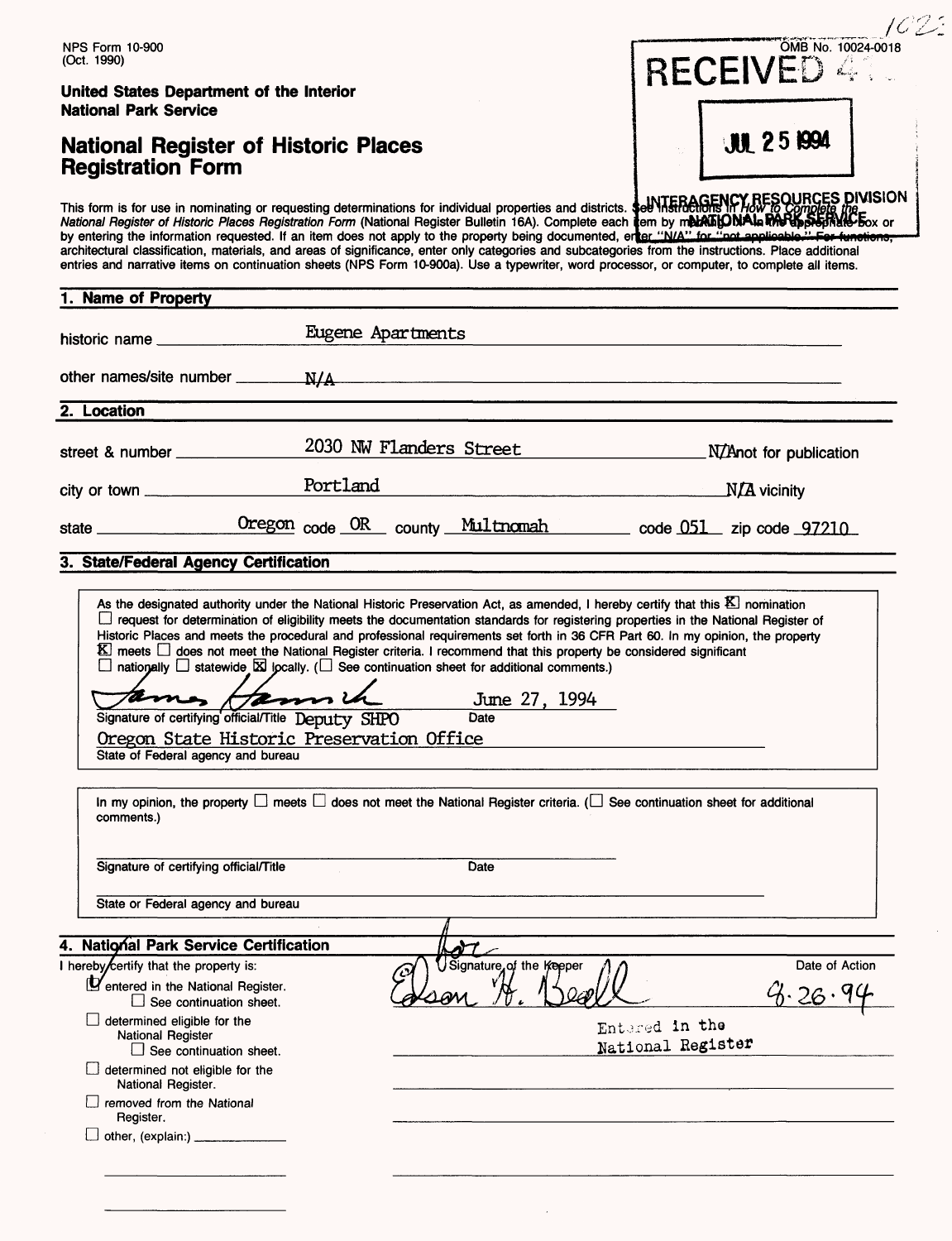NPS Form 10-900
(Oct. 1990)

OMB No. 10024-0018

**United States Department of the Interior**
**National Park Service**

RECEIVED

JUL 25 1994

INTERAGENCY RESOURCES DIVISION
NATIONAL PARK SERVICE

# National Register of Historic Places Registration Form

This form is for use in nominating or requesting determinations for individual properties and districts. See instructions in *How to Complete the National Register of Historic Places Registration Form* (National Register Bulletin 16A). Complete each item by marking "x" in the appropriate box or by entering the information requested. If an item does not apply to the property being documented, enter "N/A" for "not applicable." For functions, architectural classification, materials, and areas of significance, enter only categories and subcategories from the instructions. Place additional entries and narrative items on continuation sheets (NPS Form 10-900a). Use a typewriter, word processor, or computer, to complete all items.

## 1. Name of Property

historic name: Eugene Apartments

other names/site number: N/A

## 2. Location

street & number: 2030 NW Flanders Street — N/A not for publication

city or town: Portland — N/A vicinity

state: Oregon code OR county Multnomah code 051 zip code 97210

## 3. State/Federal Agency Certification

As the designated authority under the National Historic Preservation Act, as amended, I hereby certify that this ☒ nomination ☐ request for determination of eligibility meets the documentation standards for registering properties in the National Register of Historic Places and meets the procedural and professional requirements set forth in 36 CFR Part 60. In my opinion, the property ☒ meets ☐ does not meet the National Register criteria. I recommend that this property be considered significant ☐ nationally ☐ statewide ☒ locally. (☐ See continuation sheet for additional comments.)

James Hamrick — June 27, 1994
Signature of certifying official/Title Deputy SHPO — Date

Oregon State Historic Preservation Office
State of Federal agency and bureau

In my opinion, the property ☐ meets ☐ does not meet the National Register criteria. (☐ See continuation sheet for additional comments.)

Signature of certifying official/Title — Date

State or Federal agency and bureau

## 4. National Park Service Certification

I hereby certify that the property is:

- ☒ entered in the National Register.
  - ☐ See continuation sheet.
- ☐ determined eligible for the National Register
  - ☐ See continuation sheet.
- ☐ determined not eligible for the National Register.
- ☐ removed from the National Register.
- ☐ other, (explain:)

Signature of the Keeper: for Edson H. Beall — Date of Action: 8.26.94

Entered in the National Register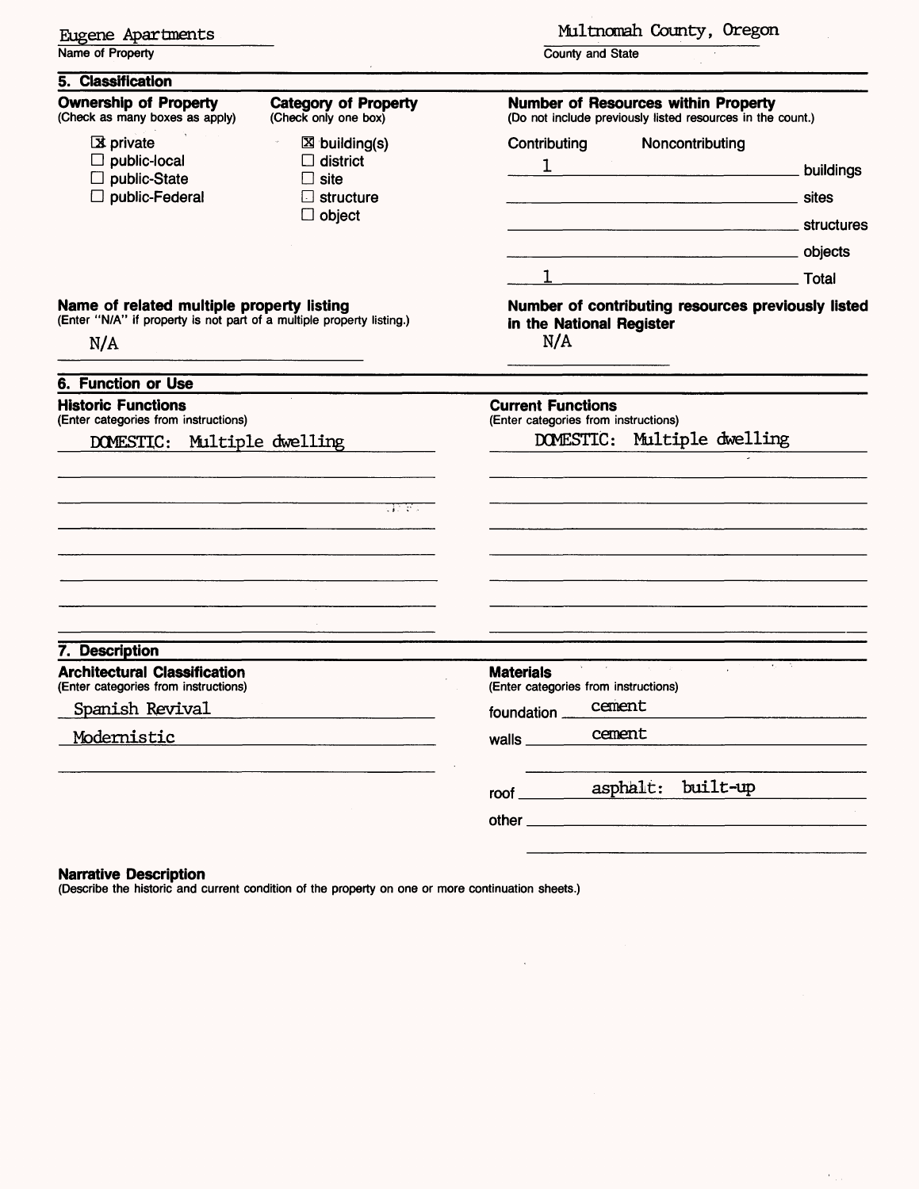Eugene Apartments
Name of Property

Multnomah County, Oregon
County and State

## 5. Classification

**Ownership of Property**
(Check as many boxes as apply)

- [x] private
- [ ] public-local
- [ ] public-State
- [ ] public-Federal

**Category of Property**
(Check only one box)

- [x] building(s)
- [ ] district
- [ ] site
- [ ] structure
- [ ] object

**Number of Resources within Property**
(Do not include previously listed resources in the count.)

| Contributing | Noncontributing | |
|---|---|---|
| 1 | | buildings |
| | | sites |
| | | structures |
| | | objects |
| 1 | | Total |

**Name of related multiple property listing**
(Enter "N/A" if property is not part of a multiple property listing.)

N/A

**Number of contributing resources previously listed in the National Register**

N/A

## 6. Function or Use

**Historic Functions**
(Enter categories from instructions)

DOMESTIC: Multiple dwelling

**Current Functions**
(Enter categories from instructions)

DOMESTIC: Multiple dwelling

## 7. Description

**Architectural Classification**
(Enter categories from instructions)

Spanish Revival

Modernistic

**Materials**
(Enter categories from instructions)

foundation: cement

walls: cement

roof: asphalt: built-up

other:

**Narrative Description**
(Describe the historic and current condition of the property on one or more continuation sheets.)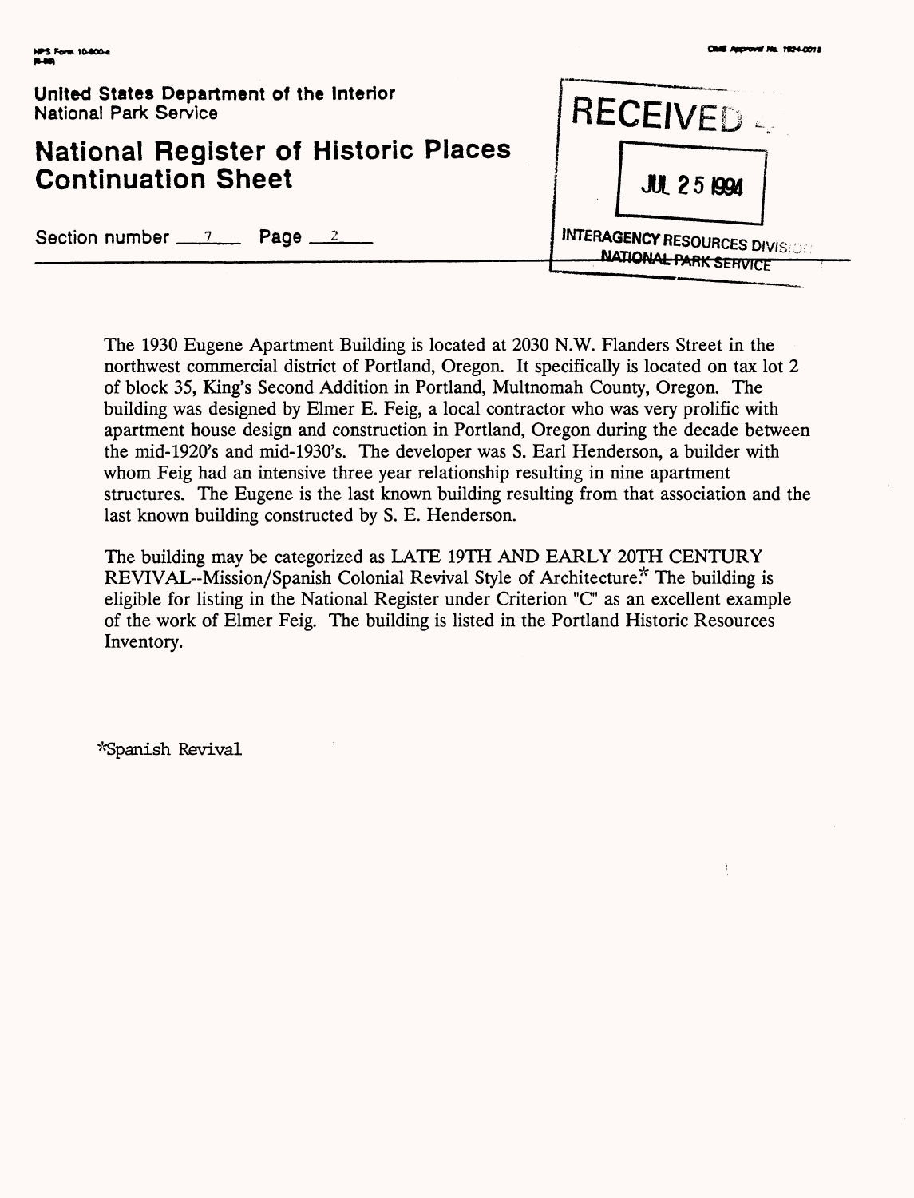United States Department of the Interior
National Park Service

# National Register of Historic Places Continuation Sheet

Section number 7 Page 2

RECEIVED

JUL 25 1994

INTERAGENCY RESOURCES DIVISION
NATIONAL PARK SERVICE

---

The 1930 Eugene Apartment Building is located at 2030 N.W. Flanders Street in the northwest commercial district of Portland, Oregon. It specifically is located on tax lot 2 of block 35, King's Second Addition in Portland, Multnomah County, Oregon. The building was designed by Elmer E. Feig, a local contractor who was very prolific with apartment house design and construction in Portland, Oregon during the decade between the mid-1920's and mid-1930's. The developer was S. Earl Henderson, a builder with whom Feig had an intensive three year relationship resulting in nine apartment structures. The Eugene is the last known building resulting from that association and the last known building constructed by S. E. Henderson.

The building may be categorized as LATE 19TH AND EARLY 20TH CENTURY REVIVAL--Mission/Spanish Colonial Revival Style of Architecture.* The building is eligible for listing in the National Register under Criterion "C" as an excellent example of the work of Elmer Feig. The building is listed in the Portland Historic Resources Inventory.

*Spanish Revival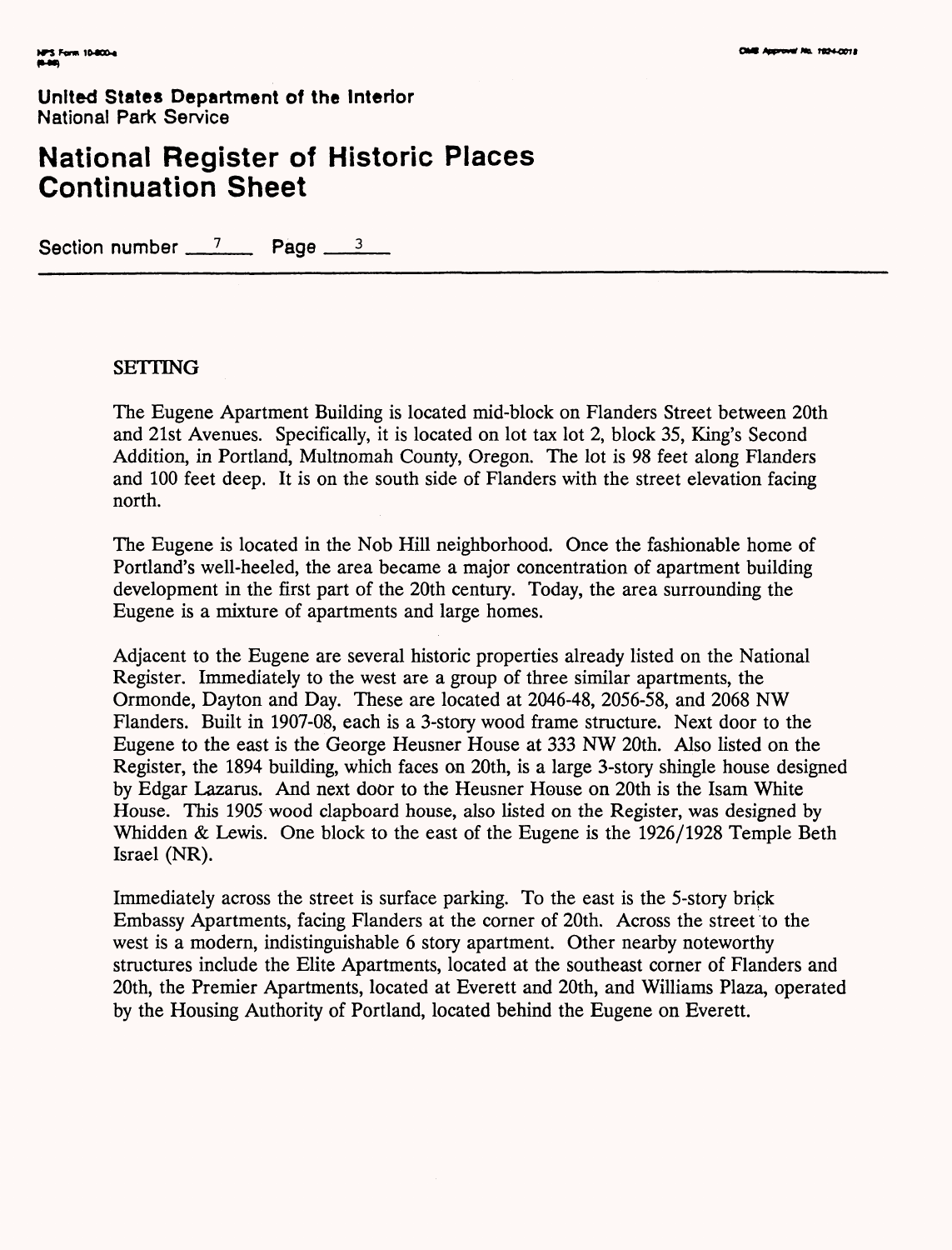United States Department of the Interior
National Park Service

# National Register of Historic Places Continuation Sheet

Section number 7 Page 3

## SETTING

The Eugene Apartment Building is located mid-block on Flanders Street between 20th and 21st Avenues. Specifically, it is located on lot tax lot 2, block 35, King's Second Addition, in Portland, Multnomah County, Oregon. The lot is 98 feet along Flanders and 100 feet deep. It is on the south side of Flanders with the street elevation facing north.

The Eugene is located in the Nob Hill neighborhood. Once the fashionable home of Portland's well-heeled, the area became a major concentration of apartment building development in the first part of the 20th century. Today, the area surrounding the Eugene is a mixture of apartments and large homes.

Adjacent to the Eugene are several historic properties already listed on the National Register. Immediately to the west are a group of three similar apartments, the Ormonde, Dayton and Day. These are located at 2046-48, 2056-58, and 2068 NW Flanders. Built in 1907-08, each is a 3-story wood frame structure. Next door to the Eugene to the east is the George Heusner House at 333 NW 20th. Also listed on the Register, the 1894 building, which faces on 20th, is a large 3-story shingle house designed by Edgar Lazarus. And next door to the Heusner House on 20th is the Isam White House. This 1905 wood clapboard house, also listed on the Register, was designed by Whidden & Lewis. One block to the east of the Eugene is the 1926/1928 Temple Beth Israel (NR).

Immediately across the street is surface parking. To the east is the 5-story brick Embassy Apartments, facing Flanders at the corner of 20th. Across the street to the west is a modern, indistinguishable 6 story apartment. Other nearby noteworthy structures include the Elite Apartments, located at the southeast corner of Flanders and 20th, the Premier Apartments, located at Everett and 20th, and Williams Plaza, operated by the Housing Authority of Portland, located behind the Eugene on Everett.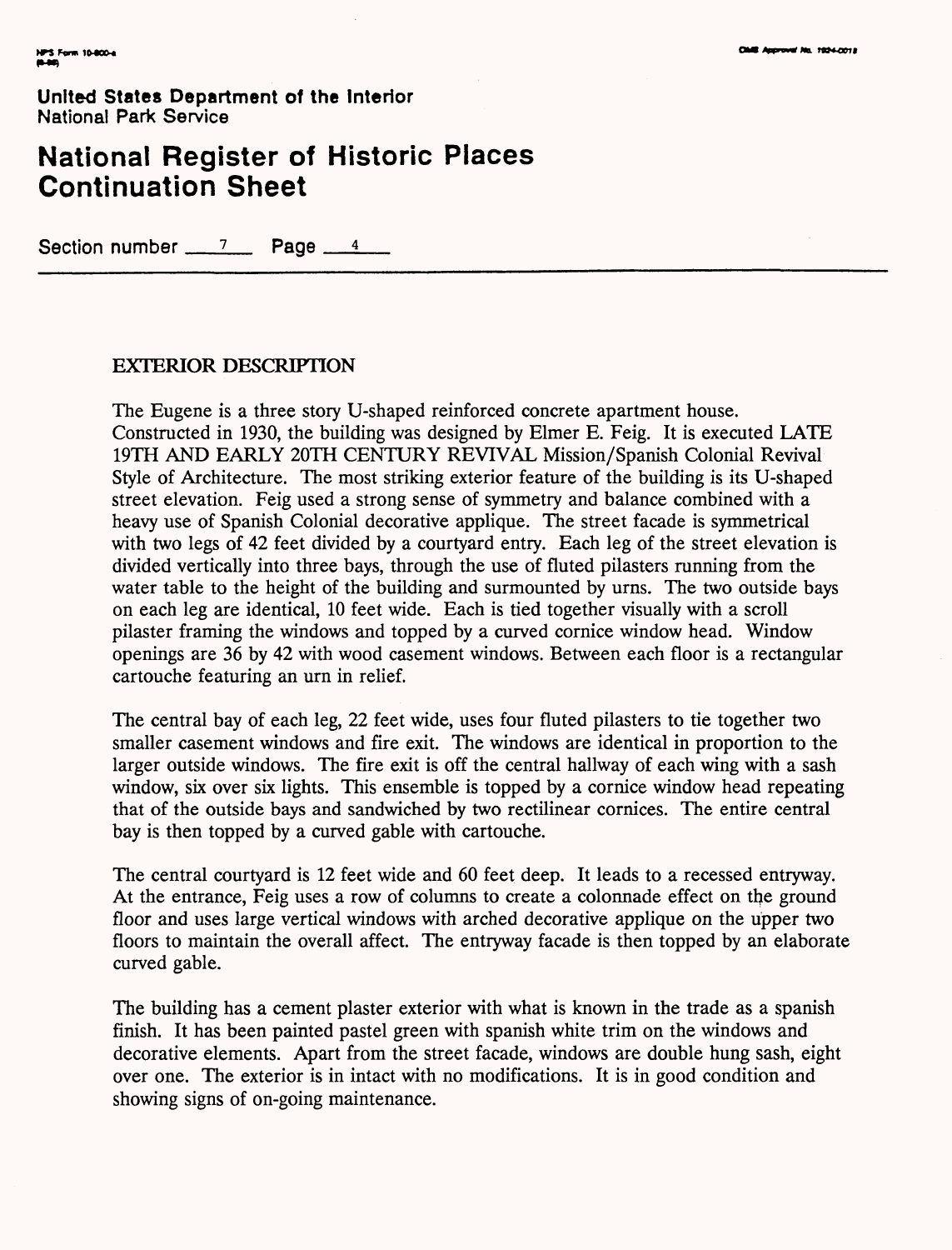United States Department of the Interior
National Park Service

# National Register of Historic Places Continuation Sheet

Section number 7 Page 4

## EXTERIOR DESCRIPTION

The Eugene is a three story U-shaped reinforced concrete apartment house. Constructed in 1930, the building was designed by Elmer E. Feig. It is executed LATE 19TH AND EARLY 20TH CENTURY REVIVAL Mission/Spanish Colonial Revival Style of Architecture. The most striking exterior feature of the building is its U-shaped street elevation. Feig used a strong sense of symmetry and balance combined with a heavy use of Spanish Colonial decorative applique. The street facade is symmetrical with two legs of 42 feet divided by a courtyard entry. Each leg of the street elevation is divided vertically into three bays, through the use of fluted pilasters running from the water table to the height of the building and surmounted by urns. The two outside bays on each leg are identical, 10 feet wide. Each is tied together visually with a scroll pilaster framing the windows and topped by a curved cornice window head. Window openings are 36 by 42 with wood casement windows. Between each floor is a rectangular cartouche featuring an urn in relief.

The central bay of each leg, 22 feet wide, uses four fluted pilasters to tie together two smaller casement windows and fire exit. The windows are identical in proportion to the larger outside windows. The fire exit is off the central hallway of each wing with a sash window, six over six lights. This ensemble is topped by a cornice window head repeating that of the outside bays and sandwiched by two rectilinear cornices. The entire central bay is then topped by a curved gable with cartouche.

The central courtyard is 12 feet wide and 60 feet deep. It leads to a recessed entryway. At the entrance, Feig uses a row of columns to create a colonnade effect on the ground floor and uses large vertical windows with arched decorative applique on the upper two floors to maintain the overall affect. The entryway facade is then topped by an elaborate curved gable.

The building has a cement plaster exterior with what is known in the trade as a spanish finish. It has been painted pastel green with spanish white trim on the windows and decorative elements. Apart from the street facade, windows are double hung sash, eight over one. The exterior is in intact with no modifications. It is in good condition and showing signs of on-going maintenance.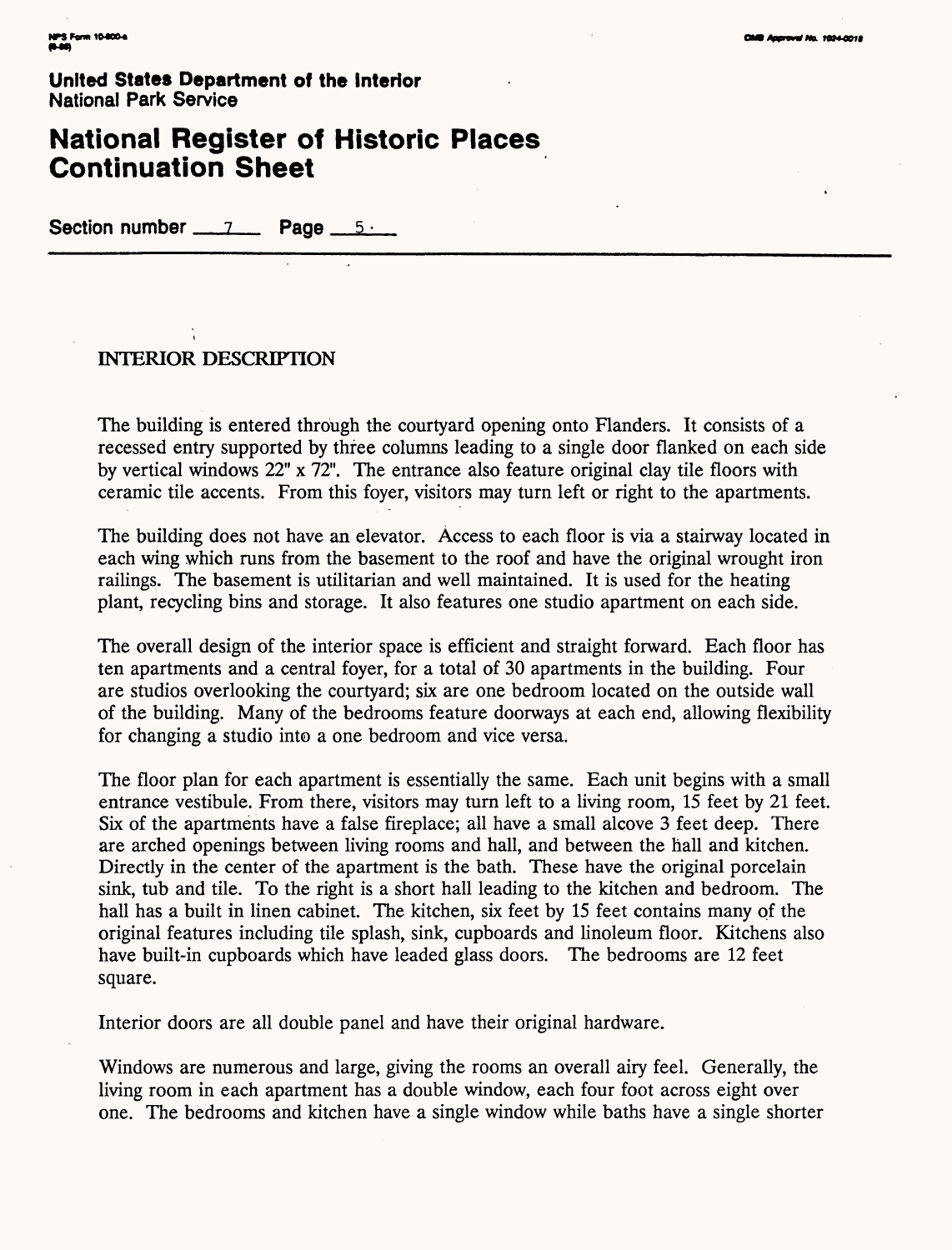## INTERIOR DESCRIPTION

The building is entered through the courtyard opening onto Flanders. It consists of a recessed entry supported by three columns leading to a single door flanked on each side by vertical windows 22" x 72". The entrance also feature original clay tile floors with ceramic tile accents. From this foyer, visitors may turn left or right to the apartments.

The building does not have an elevator. Access to each floor is via a stairway located in each wing which runs from the basement to the roof and have the original wrought iron railings. The basement is utilitarian and well maintained. It is used for the heating plant, recycling bins and storage. It also features one studio apartment on each side.

The overall design of the interior space is efficient and straight forward. Each floor has ten apartments and a central foyer, for a total of 30 apartments in the building. Four are studios overlooking the courtyard; six are one bedroom located on the outside wall of the building. Many of the bedrooms feature doorways at each end, allowing flexibility for changing a studio into a one bedroom and vice versa.

The floor plan for each apartment is essentially the same. Each unit begins with a small entrance vestibule. From there, visitors may turn left to a living room, 15 feet by 21 feet. Six of the apartments have a false fireplace; all have a small alcove 3 feet deep. There are arched openings between living rooms and hall, and between the hall and kitchen. Directly in the center of the apartment is the bath. These have the original porcelain sink, tub and tile. To the right is a short hall leading to the kitchen and bedroom. The hall has a built in linen cabinet. The kitchen, six feet by 15 feet contains many of the original features including tile splash, sink, cupboards and linoleum floor. Kitchens also have built-in cupboards which have leaded glass doors. The bedrooms are 12 feet square.

Interior doors are all double panel and have their original hardware.

Windows are numerous and large, giving the rooms an overall airy feel. Generally, the living room in each apartment has a double window, each four foot across eight over one. The bedrooms and kitchen have a single window while baths have a single shorter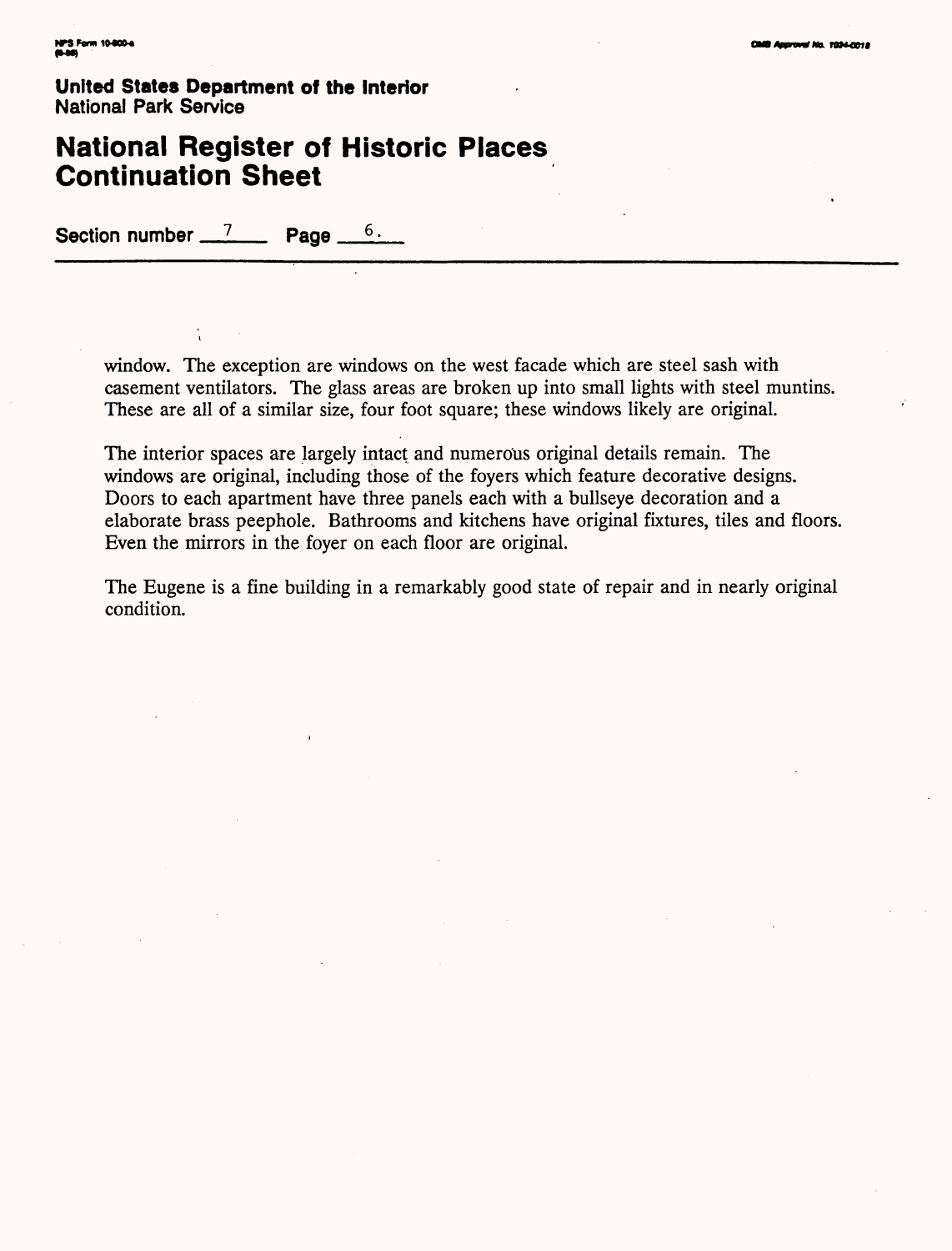United States Department of the Interior
National Park Service

# National Register of Historic Places Continuation Sheet

Section number 7 Page 6.

window. The exception are windows on the west facade which are steel sash with casement ventilators. The glass areas are broken up into small lights with steel muntins. These are all of a similar size, four foot square; these windows likely are original.

The interior spaces are largely intact and numerous original details remain. The windows are original, including those of the foyers which feature decorative designs. Doors to each apartment have three panels each with a bullseye decoration and a elaborate brass peephole. Bathrooms and kitchens have original fixtures, tiles and floors. Even the mirrors in the foyer on each floor are original.

The Eugene is a fine building in a remarkably good state of repair and in nearly original condition.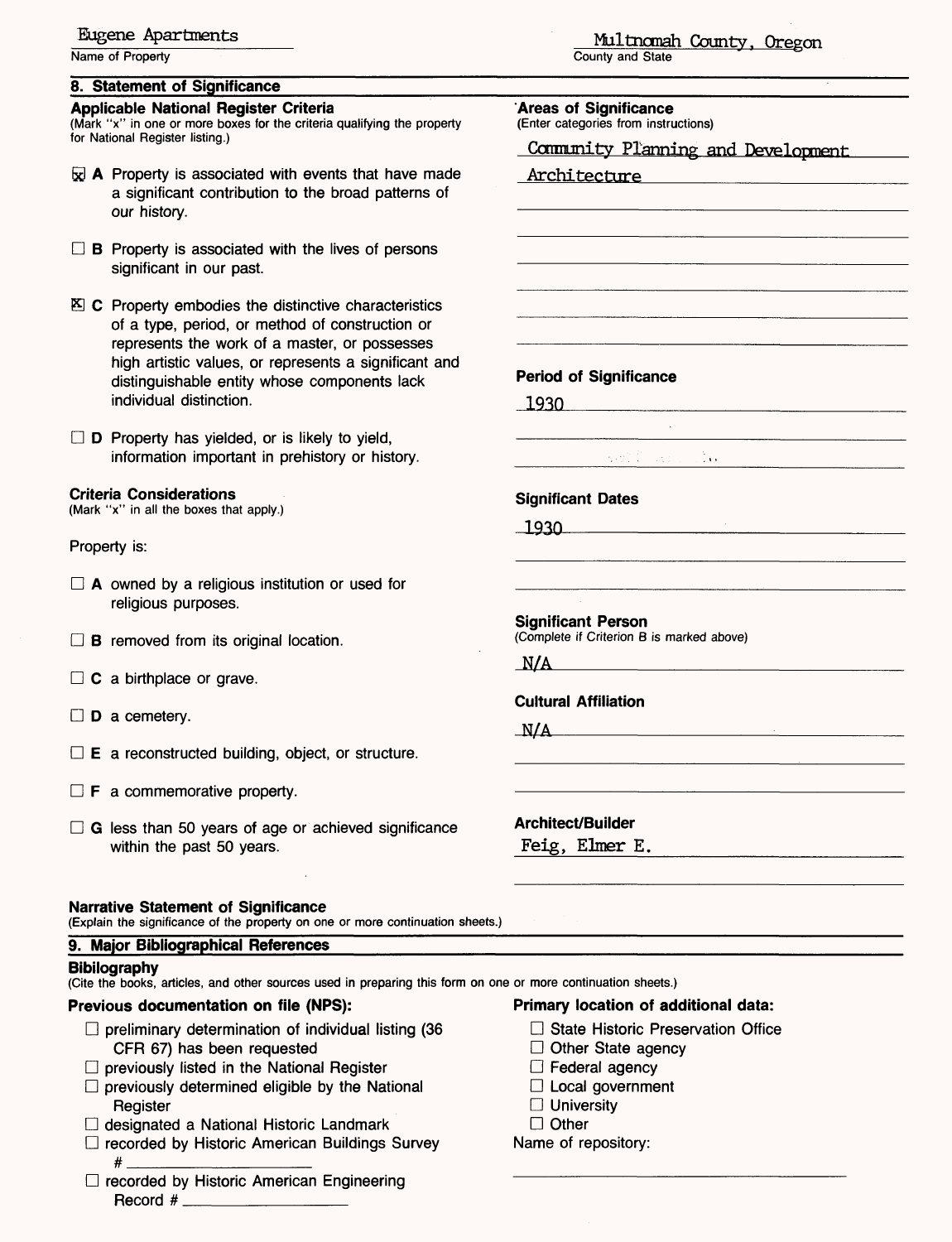Eugene Apartments
Name of Property

Multnomah County, Oregon
County and State

## 8. Statement of Significance

### Applicable National Register Criteria

(Mark "x" in one or more boxes for the criteria qualifying the property for National Register listing.)

- [x] **A** Property is associated with events that have made a significant contribution to the broad patterns of our history.
- [ ] **B** Property is associated with the lives of persons significant in our past.
- [x] **C** Property embodies the distinctive characteristics of a type, period, or method of construction or represents the work of a master, or possesses high artistic values, or represents a significant and distinguishable entity whose components lack individual distinction.
- [ ] **D** Property has yielded, or is likely to yield, information important in prehistory or history.

### Criteria Considerations

(Mark "x" in all the boxes that apply.)

Property is:

- [ ] **A** owned by a religious institution or used for religious purposes.
- [ ] **B** removed from its original location.
- [ ] **C** a birthplace or grave.
- [ ] **D** a cemetery.
- [ ] **E** a reconstructed building, object, or structure.
- [ ] **F** a commemorative property.
- [ ] **G** less than 50 years of age or achieved significance within the past 50 years.

### Areas of Significance

(Enter categories from instructions)

Community Planning and Development
Architecture

### Period of Significance

1930

### Significant Dates

1930

### Significant Person

(Complete if Criterion B is marked above)

N/A

### Cultural Affiliation

N/A

### Architect/Builder

Feig, Elmer E.

### Narrative Statement of Significance

(Explain the significance of the property on one or more continuation sheets.)

## 9. Major Bibliographical References

### Bibilography

(Cite the books, articles, and other sources used in preparing this form on one or more continuation sheets.)

### Previous documentation on file (NPS):

- [ ] preliminary determination of individual listing (36 CFR 67) has been requested
- [ ] previously listed in the National Register
- [ ] previously determined eligible by the National Register
- [ ] designated a National Historic Landmark
- [ ] recorded by Historic American Buildings Survey # ____________
- [ ] recorded by Historic American Engineering Record # ____________

### Primary location of additional data:

- [ ] State Historic Preservation Office
- [ ] Other State agency
- [ ] Federal agency
- [ ] Local government
- [ ] University
- [ ] Other

Name of repository: ____________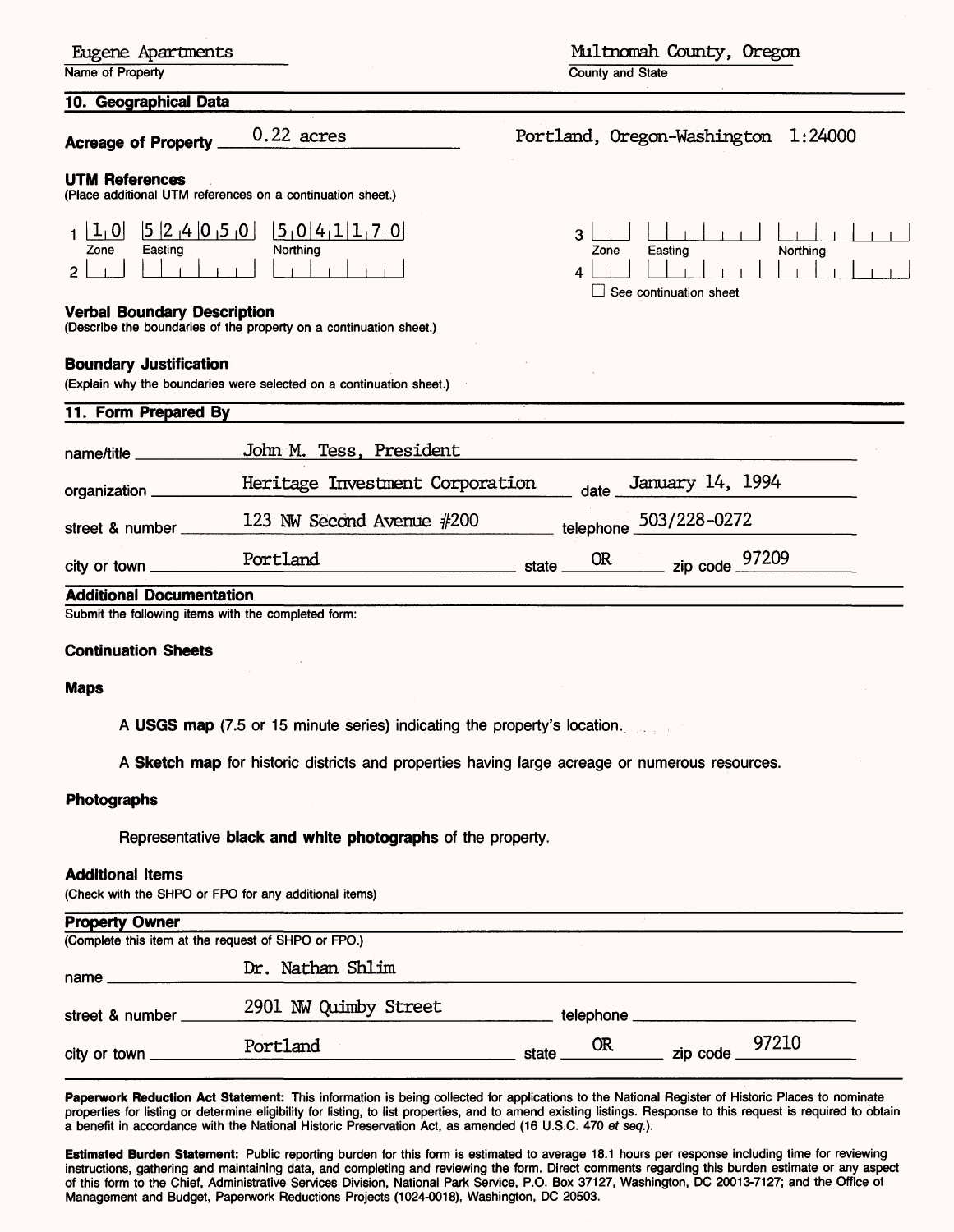Eugene Apartments
Name of Property

Multnomah County, Oregon
County and State

## 10. Geographical Data

**Acreage of Property** 0.22 acres

Portland, Oregon-Washington 1:24000

**UTM References**
(Place additional UTM references on a continuation sheet.)

| | Zone | Easting | Northing |
|---|---|---|---|
| 1 | 10 | 524050 | 5041170 |
| 2 | | | |
| 3 | | | |
| 4 | | | |

☐ See continuation sheet

**Verbal Boundary Description**
(Describe the boundaries of the property on a continuation sheet.)

**Boundary Justification**
(Explain why the boundaries were selected on a continuation sheet.)

## 11. Form Prepared By

name/title John M. Tess, President

organization Heritage Investment Corporation  date January 14, 1994

street & number 123 NW Second Avenue #200  telephone 503/228-0272

city or town Portland  state OR  zip code 97209

## Additional Documentation

Submit the following items with the completed form:

**Continuation Sheets**

**Maps**

A **USGS map** (7.5 or 15 minute series) indicating the property's location.

A **Sketch map** for historic districts and properties having large acreage or numerous resources.

**Photographs**

Representative **black and white photographs** of the property.

**Additional items**
(Check with the SHPO or FPO for any additional items)

## Property Owner

(Complete this item at the request of SHPO or FPO.)

name Dr. Nathan Shlim

street & number 2901 NW Quimby Street  telephone

city or town Portland  state OR  zip code 97210

**Paperwork Reduction Act Statement:** This information is being collected for applications to the National Register of Historic Places to nominate properties for listing or determine eligibility for listing, to list properties, and to amend existing listings. Response to this request is required to obtain a benefit in accordance with the National Historic Preservation Act, as amended (16 U.S.C. 470 *et seq.*).

**Estimated Burden Statement:** Public reporting burden for this form is estimated to average 18.1 hours per response including time for reviewing instructions, gathering and maintaining data, and completing and reviewing the form. Direct comments regarding this burden estimate or any aspect of this form to the Chief, Administrative Services Division, National Park Service, P.O. Box 37127, Washington, DC 20013-7127; and the Office of Management and Budget, Paperwork Reductions Projects (1024-0018), Washington, DC 20503.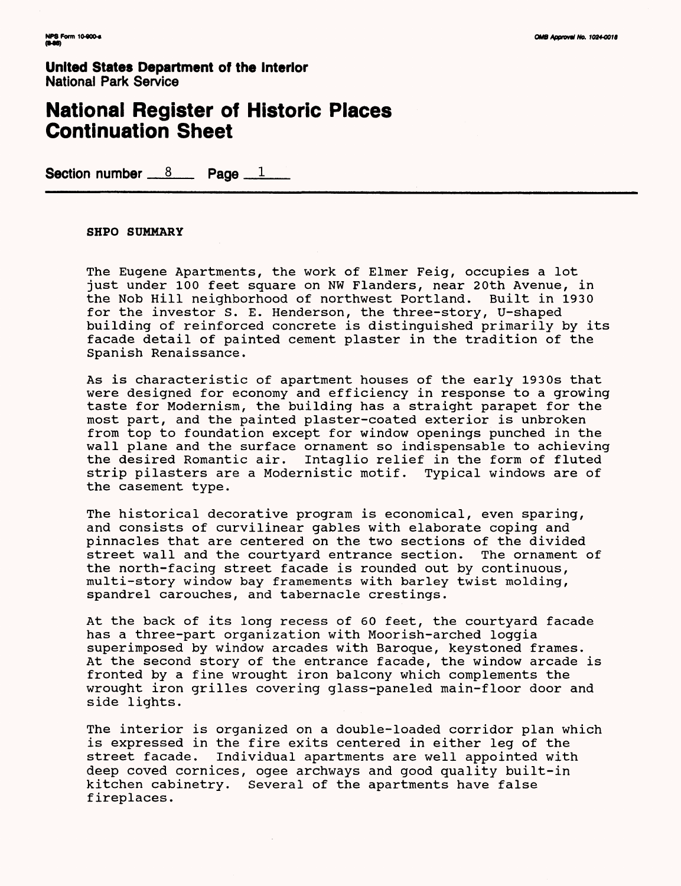**United States Department of the Interior**
National Park Service

# National Register of Historic Places Continuation Sheet

**Section number** 8 **Page** 1

**SHPO SUMMARY**

The Eugene Apartments, the work of Elmer Feig, occupies a lot just under 100 feet square on NW Flanders, near 20th Avenue, in the Nob Hill neighborhood of northwest Portland. Built in 1930 for the investor S. E. Henderson, the three-story, U-shaped building of reinforced concrete is distinguished primarily by its facade detail of painted cement plaster in the tradition of the Spanish Renaissance.

As is characteristic of apartment houses of the early 1930s that were designed for economy and efficiency in response to a growing taste for Modernism, the building has a straight parapet for the most part, and the painted plaster-coated exterior is unbroken from top to foundation except for window openings punched in the wall plane and the surface ornament so indispensable to achieving the desired Romantic air. Intaglio relief in the form of fluted strip pilasters are a Modernistic motif. Typical windows are of the casement type.

The historical decorative program is economical, even sparing, and consists of curvilinear gables with elaborate coping and pinnacles that are centered on the two sections of the divided street wall and the courtyard entrance section. The ornament of the north-facing street facade is rounded out by continuous, multi-story window bay framements with barley twist molding, spandrel carouches, and tabernacle crestings.

At the back of its long recess of 60 feet, the courtyard facade has a three-part organization with Moorish-arched loggia superimposed by window arcades with Baroque, keystoned frames. At the second story of the entrance facade, the window arcade is fronted by a fine wrought iron balcony which complements the wrought iron grilles covering glass-paneled main-floor door and side lights.

The interior is organized on a double-loaded corridor plan which is expressed in the fire exits centered in either leg of the street facade. Individual apartments are well appointed with deep coved cornices, ogee archways and good quality built-in kitchen cabinetry. Several of the apartments have false fireplaces.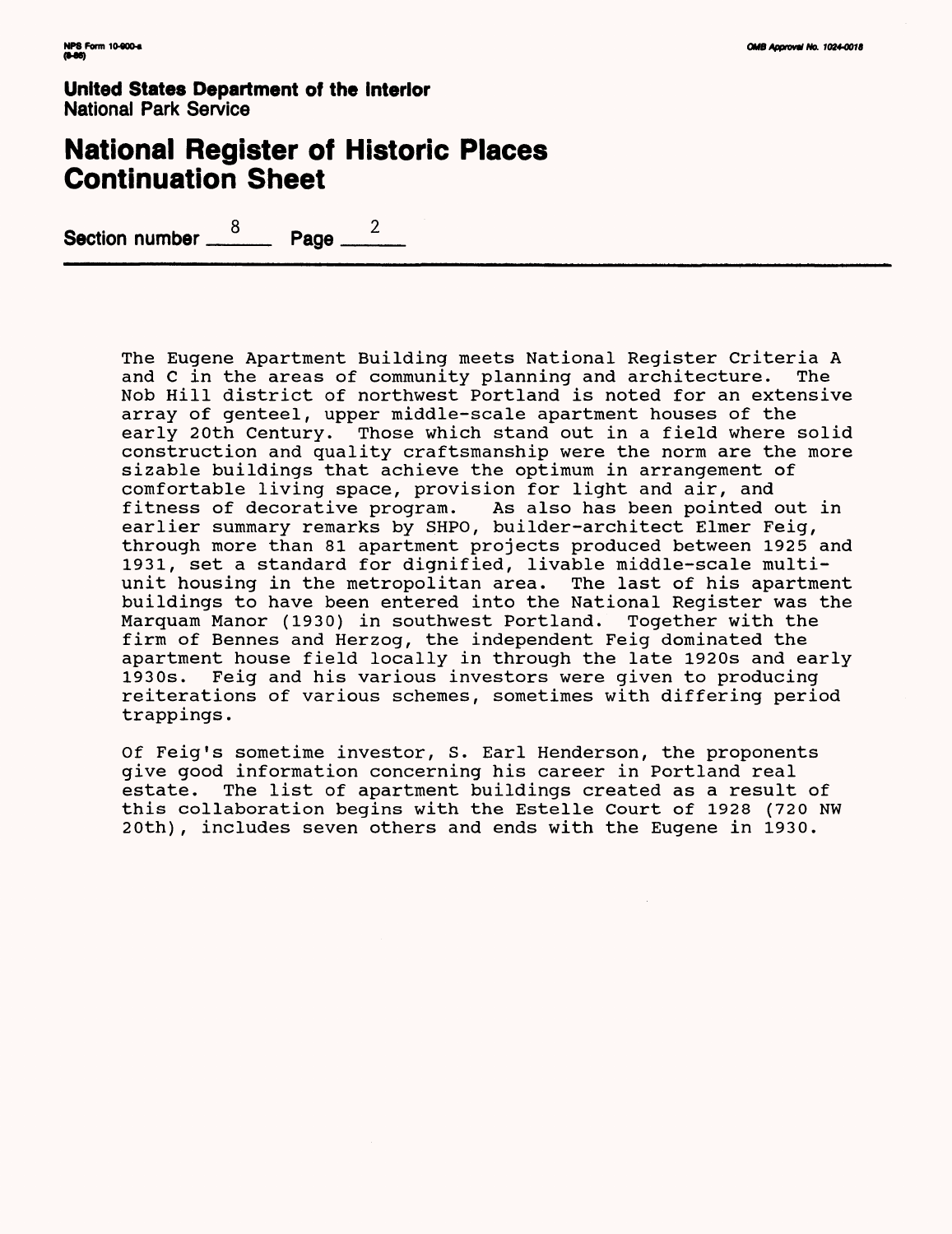United States Department of the Interior
National Park Service

# National Register of Historic Places Continuation Sheet

Section number 8 Page 2

The Eugene Apartment Building meets National Register Criteria A and C in the areas of community planning and architecture. The Nob Hill district of northwest Portland is noted for an extensive array of genteel, upper middle-scale apartment houses of the early 20th Century. Those which stand out in a field where solid construction and quality craftsmanship were the norm are the more sizable buildings that achieve the optimum in arrangement of comfortable living space, provision for light and air, and fitness of decorative program. As also has been pointed out in earlier summary remarks by SHPO, builder-architect Elmer Feig, through more than 81 apartment projects produced between 1925 and 1931, set a standard for dignified, livable middle-scale multi-unit housing in the metropolitan area. The last of his apartment buildings to have been entered into the National Register was the Marquam Manor (1930) in southwest Portland. Together with the firm of Bennes and Herzog, the independent Feig dominated the apartment house field locally in through the late 1920s and early 1930s. Feig and his various investors were given to producing reiterations of various schemes, sometimes with differing period trappings.

Of Feig's sometime investor, S. Earl Henderson, the proponents give good information concerning his career in Portland real estate. The list of apartment buildings created as a result of this collaboration begins with the Estelle Court of 1928 (720 NW 20th), includes seven others and ends with the Eugene in 1930.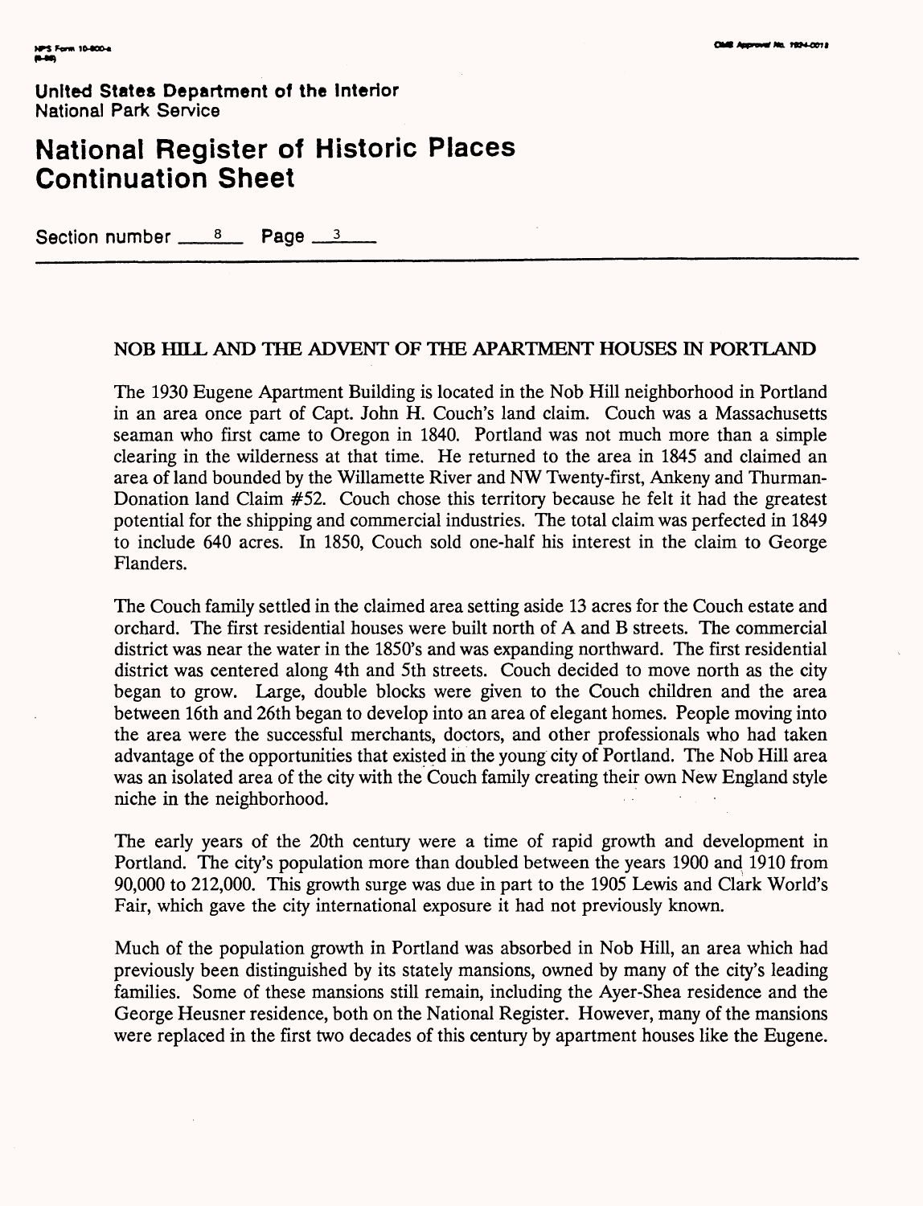United States Department of the Interior
National Park Service

# National Register of Historic Places Continuation Sheet

Section number 8 Page 3

## NOB HILL AND THE ADVENT OF THE APARTMENT HOUSES IN PORTLAND

The 1930 Eugene Apartment Building is located in the Nob Hill neighborhood in Portland in an area once part of Capt. John H. Couch's land claim. Couch was a Massachusetts seaman who first came to Oregon in 1840. Portland was not much more than a simple clearing in the wilderness at that time. He returned to the area in 1845 and claimed an area of land bounded by the Willamette River and NW Twenty-first, Ankeny and Thurman-Donation land Claim #52. Couch chose this territory because he felt it had the greatest potential for the shipping and commercial industries. The total claim was perfected in 1849 to include 640 acres. In 1850, Couch sold one-half his interest in the claim to George Flanders.

The Couch family settled in the claimed area setting aside 13 acres for the Couch estate and orchard. The first residential houses were built north of A and B streets. The commercial district was near the water in the 1850's and was expanding northward. The first residential district was centered along 4th and 5th streets. Couch decided to move north as the city began to grow. Large, double blocks were given to the Couch children and the area between 16th and 26th began to develop into an area of elegant homes. People moving into the area were the successful merchants, doctors, and other professionals who had taken advantage of the opportunities that existed in the young city of Portland. The Nob Hill area was an isolated area of the city with the Couch family creating their own New England style niche in the neighborhood.

The early years of the 20th century were a time of rapid growth and development in Portland. The city's population more than doubled between the years 1900 and 1910 from 90,000 to 212,000. This growth surge was due in part to the 1905 Lewis and Clark World's Fair, which gave the city international exposure it had not previously known.

Much of the population growth in Portland was absorbed in Nob Hill, an area which had previously been distinguished by its stately mansions, owned by many of the city's leading families. Some of these mansions still remain, including the Ayer-Shea residence and the George Heusner residence, both on the National Register. However, many of the mansions were replaced in the first two decades of this century by apartment houses like the Eugene.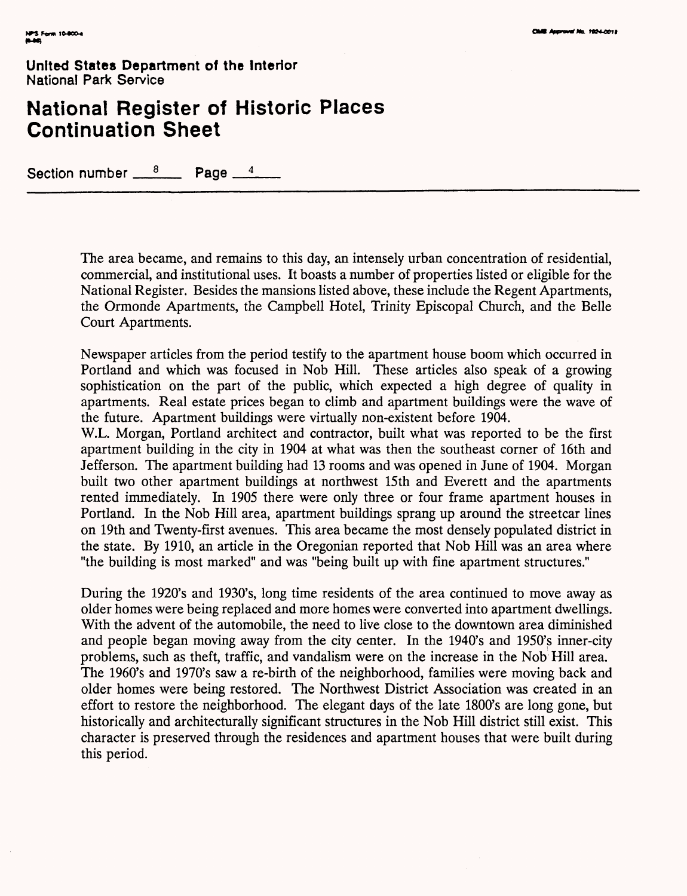The area became, and remains to this day, an intensely urban concentration of residential, commercial, and institutional uses. It boasts a number of properties listed or eligible for the National Register. Besides the mansions listed above, these include the Regent Apartments, the Ormonde Apartments, the Campbell Hotel, Trinity Episcopal Church, and the Belle Court Apartments.

Newspaper articles from the period testify to the apartment house boom which occurred in Portland and which was focused in Nob Hill. These articles also speak of a growing sophistication on the part of the public, which expected a high degree of quality in apartments. Real estate prices began to climb and apartment buildings were the wave of the future. Apartment buildings were virtually non-existent before 1904.
W.L. Morgan, Portland architect and contractor, built what was reported to be the first apartment building in the city in 1904 at what was then the southeast corner of 16th and Jefferson. The apartment building had 13 rooms and was opened in June of 1904. Morgan built two other apartment buildings at northwest 15th and Everett and the apartments rented immediately. In 1905 there were only three or four frame apartment houses in Portland. In the Nob Hill area, apartment buildings sprang up around the streetcar lines on 19th and Twenty-first avenues. This area became the most densely populated district in the state. By 1910, an article in the Oregonian reported that Nob Hill was an area where "the building is most marked" and was "being built up with fine apartment structures."

During the 1920's and 1930's, long time residents of the area continued to move away as older homes were being replaced and more homes were converted into apartment dwellings. With the advent of the automobile, the need to live close to the downtown area diminished and people began moving away from the city center. In the 1940's and 1950's inner-city problems, such as theft, traffic, and vandalism were on the increase in the Nob Hill area. The 1960's and 1970's saw a re-birth of the neighborhood, families were moving back and older homes were being restored. The Northwest District Association was created in an effort to restore the neighborhood. The elegant days of the late 1800's are long gone, but historically and architecturally significant structures in the Nob Hill district still exist. This character is preserved through the residences and apartment houses that were built during this period.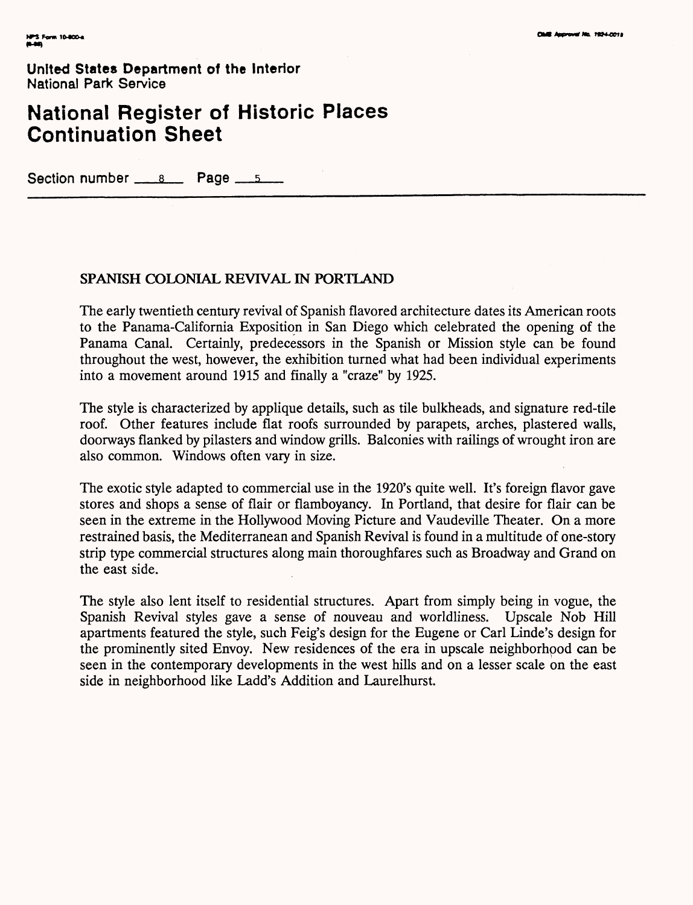United States Department of the Interior
National Park Service

# National Register of Historic Places Continuation Sheet

Section number 8 Page 5

## SPANISH COLONIAL REVIVAL IN PORTLAND

The early twentieth century revival of Spanish flavored architecture dates its American roots to the Panama-California Exposition in San Diego which celebrated the opening of the Panama Canal. Certainly, predecessors in the Spanish or Mission style can be found throughout the west, however, the exhibition turned what had been individual experiments into a movement around 1915 and finally a "craze" by 1925.

The style is characterized by applique details, such as tile bulkheads, and signature red-tile roof. Other features include flat roofs surrounded by parapets, arches, plastered walls, doorways flanked by pilasters and window grills. Balconies with railings of wrought iron are also common. Windows often vary in size.

The exotic style adapted to commercial use in the 1920's quite well. It's foreign flavor gave stores and shops a sense of flair or flamboyancy. In Portland, that desire for flair can be seen in the extreme in the Hollywood Moving Picture and Vaudeville Theater. On a more restrained basis, the Mediterranean and Spanish Revival is found in a multitude of one-story strip type commercial structures along main thoroughfares such as Broadway and Grand on the east side.

The style also lent itself to residential structures. Apart from simply being in vogue, the Spanish Revival styles gave a sense of nouveau and worldliness. Upscale Nob Hill apartments featured the style, such Feig's design for the Eugene or Carl Linde's design for the prominently sited Envoy. New residences of the era in upscale neighborhood can be seen in the contemporary developments in the west hills and on a lesser scale on the east side in neighborhood like Ladd's Addition and Laurelhurst.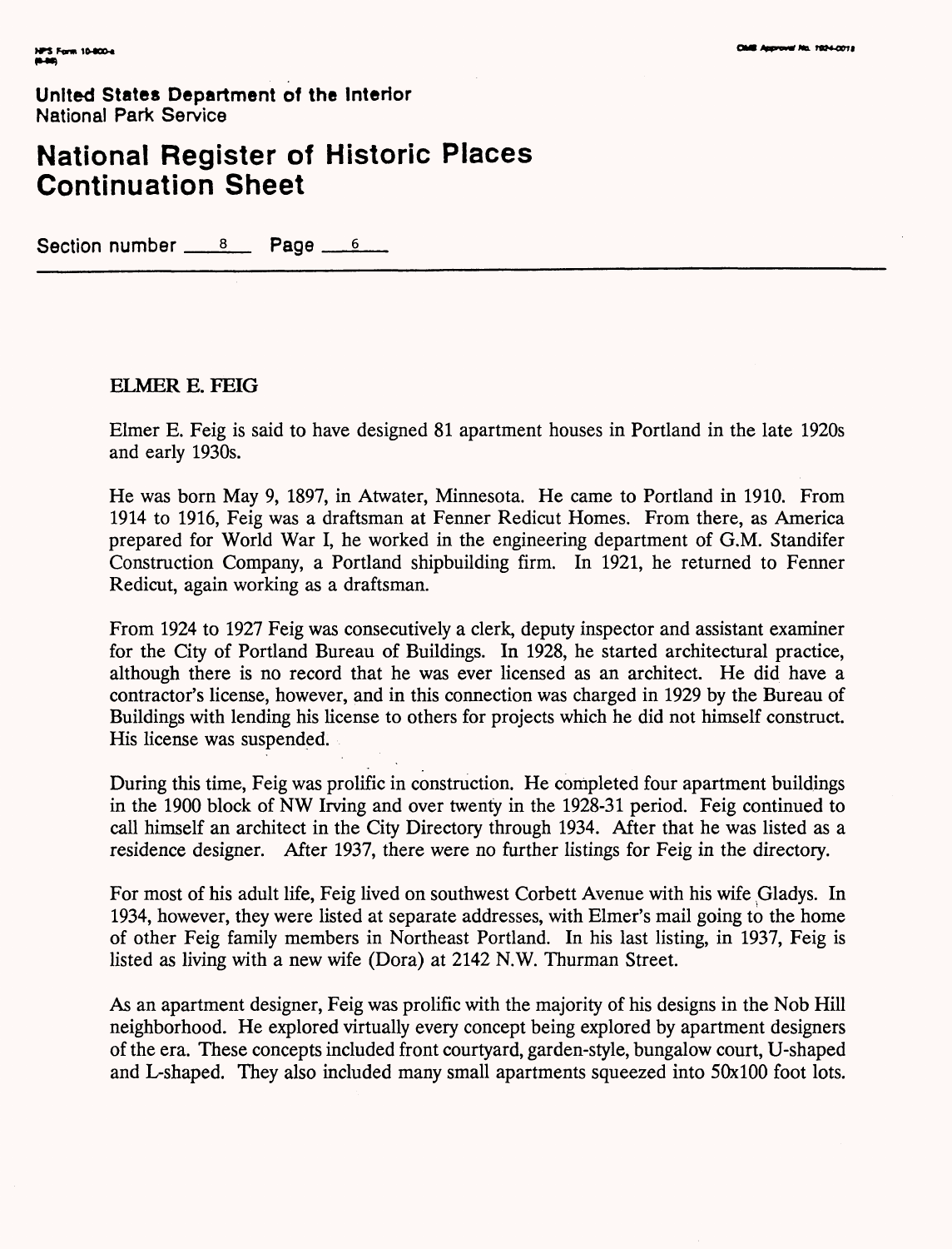United States Department of the Interior
National Park Service

# National Register of Historic Places Continuation Sheet

Section number 8 Page 6

## ELMER E. FEIG

Elmer E. Feig is said to have designed 81 apartment houses in Portland in the late 1920s and early 1930s.

He was born May 9, 1897, in Atwater, Minnesota. He came to Portland in 1910. From 1914 to 1916, Feig was a draftsman at Fenner Redicut Homes. From there, as America prepared for World War I, he worked in the engineering department of G.M. Standifer Construction Company, a Portland shipbuilding firm. In 1921, he returned to Fenner Redicut, again working as a draftsman.

From 1924 to 1927 Feig was consecutively a clerk, deputy inspector and assistant examiner for the City of Portland Bureau of Buildings. In 1928, he started architectural practice, although there is no record that he was ever licensed as an architect. He did have a contractor's license, however, and in this connection was charged in 1929 by the Bureau of Buildings with lending his license to others for projects which he did not himself construct. His license was suspended.

During this time, Feig was prolific in construction. He completed four apartment buildings in the 1900 block of NW Irving and over twenty in the 1928-31 period. Feig continued to call himself an architect in the City Directory through 1934. After that he was listed as a residence designer. After 1937, there were no further listings for Feig in the directory.

For most of his adult life, Feig lived on southwest Corbett Avenue with his wife Gladys. In 1934, however, they were listed at separate addresses, with Elmer's mail going to the home of other Feig family members in Northeast Portland. In his last listing, in 1937, Feig is listed as living with a new wife (Dora) at 2142 N.W. Thurman Street.

As an apartment designer, Feig was prolific with the majority of his designs in the Nob Hill neighborhood. He explored virtually every concept being explored by apartment designers of the era. These concepts included front courtyard, garden-style, bungalow court, U-shaped and L-shaped. They also included many small apartments squeezed into 50x100 foot lots.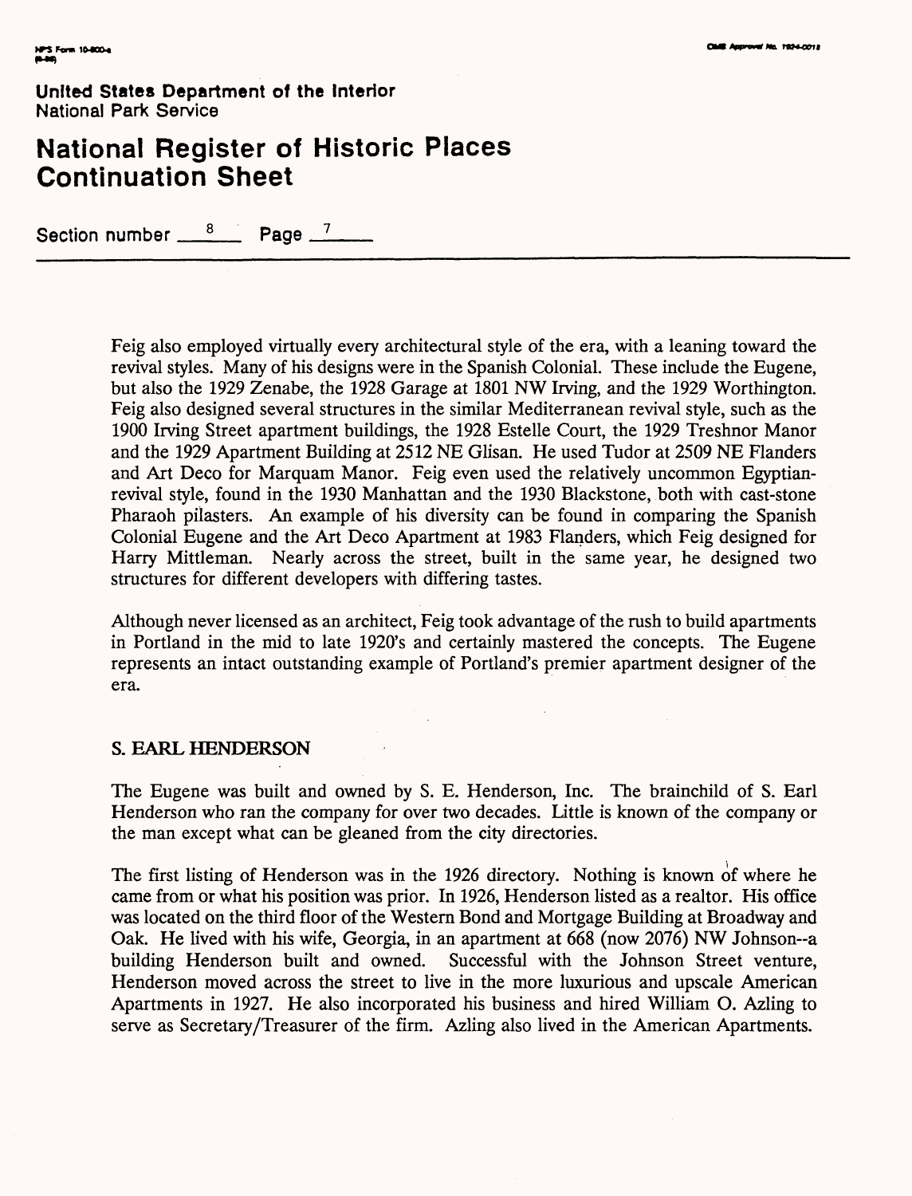Feig also employed virtually every architectural style of the era, with a leaning toward the revival styles. Many of his designs were in the Spanish Colonial. These include the Eugene, but also the 1929 Zenabe, the 1928 Garage at 1801 NW Irving, and the 1929 Worthington. Feig also designed several structures in the similar Mediterranean revival style, such as the 1900 Irving Street apartment buildings, the 1928 Estelle Court, the 1929 Treshnor Manor and the 1929 Apartment Building at 2512 NE Glisan. He used Tudor at 2509 NE Flanders and Art Deco for Marquam Manor. Feig even used the relatively uncommon Egyptian-revival style, found in the 1930 Manhattan and the 1930 Blackstone, both with cast-stone Pharaoh pilasters. An example of his diversity can be found in comparing the Spanish Colonial Eugene and the Art Deco Apartment at 1983 Flanders, which Feig designed for Harry Mittleman. Nearly across the street, built in the same year, he designed two structures for different developers with differing tastes.

Although never licensed as an architect, Feig took advantage of the rush to build apartments in Portland in the mid to late 1920's and certainly mastered the concepts. The Eugene represents an intact outstanding example of Portland's premier apartment designer of the era.

## S. EARL HENDERSON

The Eugene was built and owned by S. E. Henderson, Inc. The brainchild of S. Earl Henderson who ran the company for over two decades. Little is known of the company or the man except what can be gleaned from the city directories.

The first listing of Henderson was in the 1926 directory. Nothing is known of where he came from or what his position was prior. In 1926, Henderson listed as a realtor. His office was located on the third floor of the Western Bond and Mortgage Building at Broadway and Oak. He lived with his wife, Georgia, in an apartment at 668 (now 2076) NW Johnson--a building Henderson built and owned. Successful with the Johnson Street venture, Henderson moved across the street to live in the more luxurious and upscale American Apartments in 1927. He also incorporated his business and hired William O. Azling to serve as Secretary/Treasurer of the firm. Azling also lived in the American Apartments.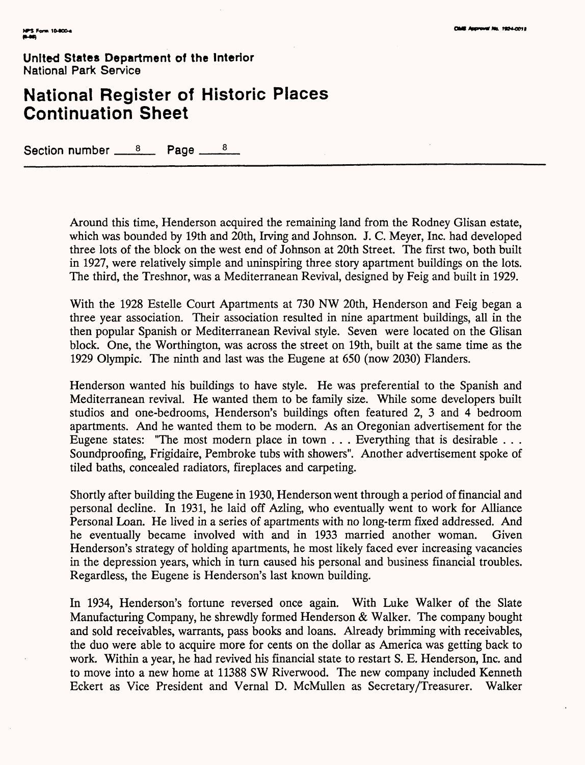Around this time, Henderson acquired the remaining land from the Rodney Glisan estate, which was bounded by 19th and 20th, Irving and Johnson. J. C. Meyer, Inc. had developed three lots of the block on the west end of Johnson at 20th Street. The first two, both built in 1927, were relatively simple and uninspiring three story apartment buildings on the lots. The third, the Treshnor, was a Mediterranean Revival, designed by Feig and built in 1929.

With the 1928 Estelle Court Apartments at 730 NW 20th, Henderson and Feig began a three year association. Their association resulted in nine apartment buildings, all in the then popular Spanish or Mediterranean Revival style. Seven were located on the Glisan block. One, the Worthington, was across the street on 19th, built at the same time as the 1929 Olympic. The ninth and last was the Eugene at 650 (now 2030) Flanders.

Henderson wanted his buildings to have style. He was preferential to the Spanish and Mediterranean revival. He wanted them to be family size. While some developers built studios and one-bedrooms, Henderson's buildings often featured 2, 3 and 4 bedroom apartments. And he wanted them to be modern. As an Oregonian advertisement for the Eugene states: "The most modern place in town . . . Everything that is desirable . . . Soundproofing, Frigidaire, Pembroke tubs with showers". Another advertisement spoke of tiled baths, concealed radiators, fireplaces and carpeting.

Shortly after building the Eugene in 1930, Henderson went through a period of financial and personal decline. In 1931, he laid off Azling, who eventually went to work for Alliance Personal Loan. He lived in a series of apartments with no long-term fixed addressed. And he eventually became involved with and in 1933 married another woman. Given Henderson's strategy of holding apartments, he most likely faced ever increasing vacancies in the depression years, which in turn caused his personal and business financial troubles. Regardless, the Eugene is Henderson's last known building.

In 1934, Henderson's fortune reversed once again. With Luke Walker of the Slate Manufacturing Company, he shrewdly formed Henderson & Walker. The company bought and sold receivables, warrants, pass books and loans. Already brimming with receivables, the duo were able to acquire more for cents on the dollar as America was getting back to work. Within a year, he had revived his financial state to restart S. E. Henderson, Inc. and to move into a new home at 11388 SW Riverwood. The new company included Kenneth Eckert as Vice President and Vernal D. McMullen as Secretary/Treasurer. Walker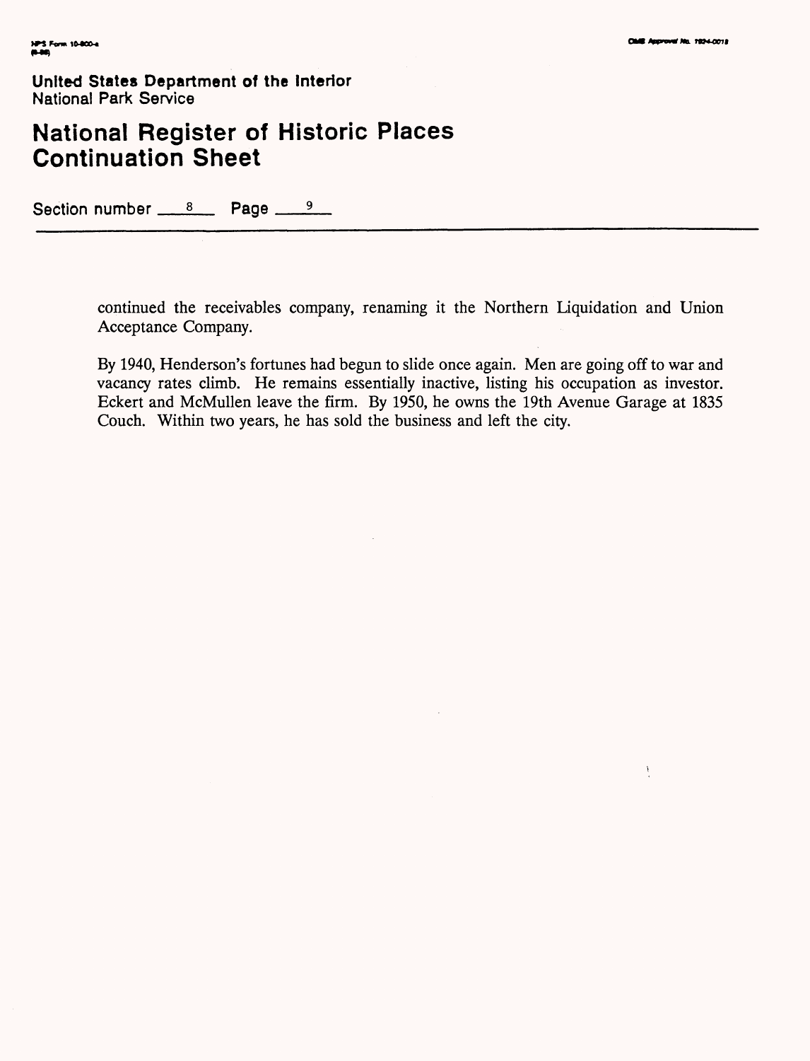United States Department of the Interior
National Park Service

# National Register of Historic Places Continuation Sheet

Section number 8 Page 9

continued the receivables company, renaming it the Northern Liquidation and Union Acceptance Company.

By 1940, Henderson's fortunes had begun to slide once again. Men are going off to war and vacancy rates climb. He remains essentially inactive, listing his occupation as investor. Eckert and McMullen leave the firm. By 1950, he owns the 19th Avenue Garage at 1835 Couch. Within two years, he has sold the business and left the city.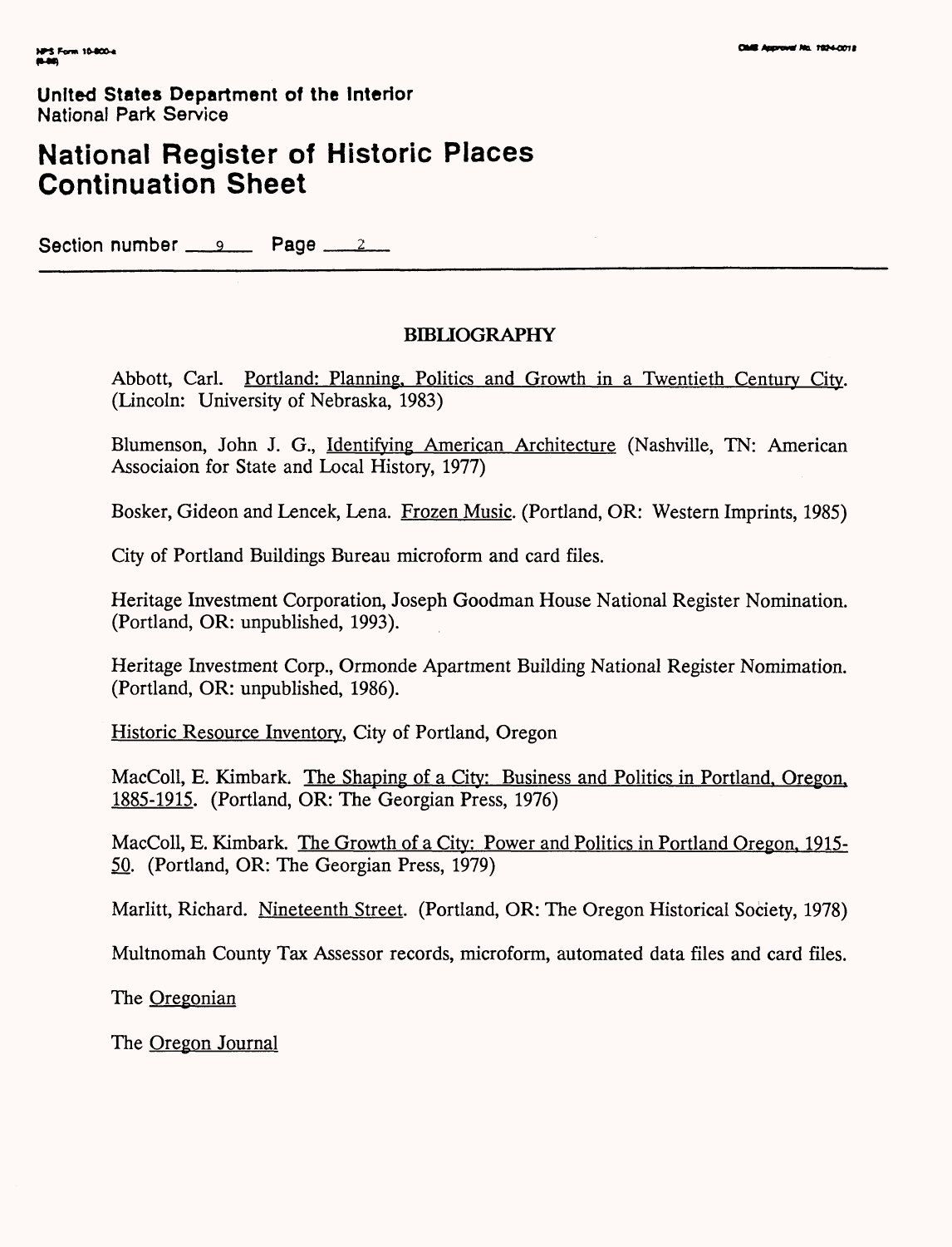United States Department of the Interior
National Park Service

# National Register of Historic Places Continuation Sheet

Section number 9 Page 2

## BIBLIOGRAPHY

Abbott, Carl. Portland: Planning, Politics and Growth in a Twentieth Century City. (Lincoln: University of Nebraska, 1983)

Blumenson, John J. G., Identifying American Architecture (Nashville, TN: American Associaion for State and Local History, 1977)

Bosker, Gideon and Lencek, Lena. Frozen Music. (Portland, OR: Western Imprints, 1985)

City of Portland Buildings Bureau microform and card files.

Heritage Investment Corporation, Joseph Goodman House National Register Nomination. (Portland, OR: unpublished, 1993).

Heritage Investment Corp., Ormonde Apartment Building National Register Nomimation. (Portland, OR: unpublished, 1986).

Historic Resource Inventory, City of Portland, Oregon

MacColl, E. Kimbark. The Shaping of a City: Business and Politics in Portland, Oregon, 1885-1915. (Portland, OR: The Georgian Press, 1976)

MacColl, E. Kimbark. The Growth of a City: Power and Politics in Portland Oregon, 1915-50. (Portland, OR: The Georgian Press, 1979)

Marlitt, Richard. Nineteenth Street. (Portland, OR: The Oregon Historical Society, 1978)

Multnomah County Tax Assessor records, microform, automated data files and card files.

The Oregonian

The Oregon Journal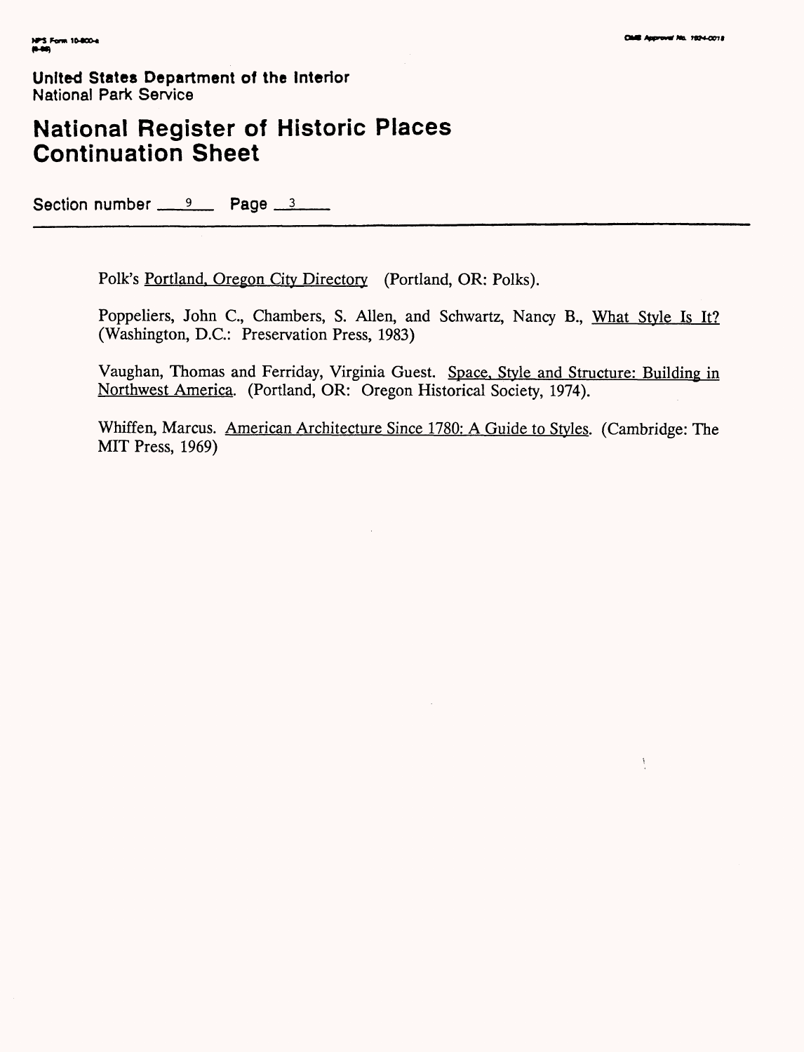United States Department of the Interior
National Park Service

# National Register of Historic Places Continuation Sheet

Section number 9 Page 3

Polk's Portland, Oregon City Directory (Portland, OR: Polks).

Poppeliers, John C., Chambers, S. Allen, and Schwartz, Nancy B., What Style Is It? (Washington, D.C.: Preservation Press, 1983)

Vaughan, Thomas and Ferriday, Virginia Guest. Space, Style and Structure: Building in Northwest America. (Portland, OR: Oregon Historical Society, 1974).

Whiffen, Marcus. American Architecture Since 1780: A Guide to Styles. (Cambridge: The MIT Press, 1969)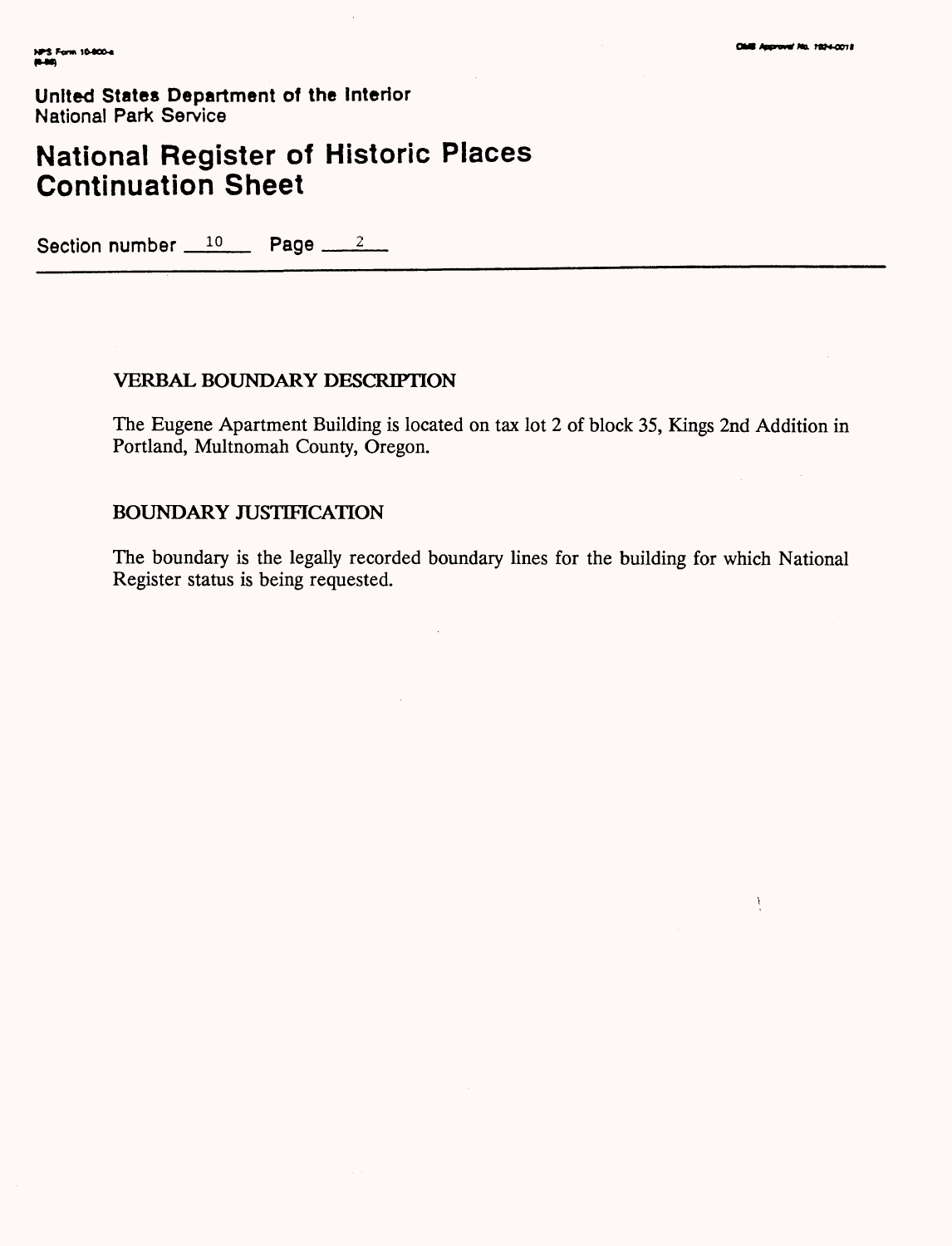United States Department of the Interior
National Park Service

# National Register of Historic Places Continuation Sheet

Section number 10 Page 2

## VERBAL BOUNDARY DESCRIPTION

The Eugene Apartment Building is located on tax lot 2 of block 35, Kings 2nd Addition in Portland, Multnomah County, Oregon.

## BOUNDARY JUSTIFICATION

The boundary is the legally recorded boundary lines for the building for which National Register status is being requested.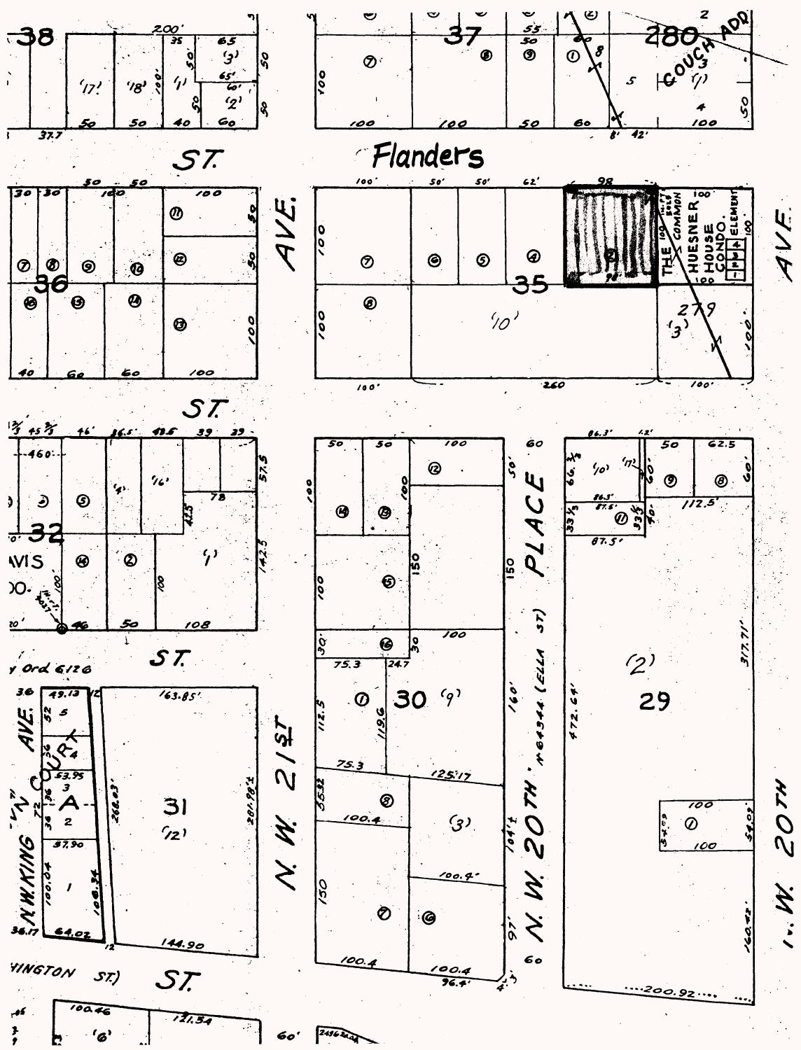38

37

280

COUCH ADD

ST.

Flanders

AVE.

36

35

THE HUESNER HOUSE CONDO.

COMMON ELEMENT

279

AVE.

ST.

32

AVIS

PLACE

ST.

Ord 6126

N.W. KING "N" COURT AVE.

A

31

N.W. 21ST

30

N.W. 20TH (LELLA ST)

29

N.W. 20TH

(WASHINGTON ST.) ST.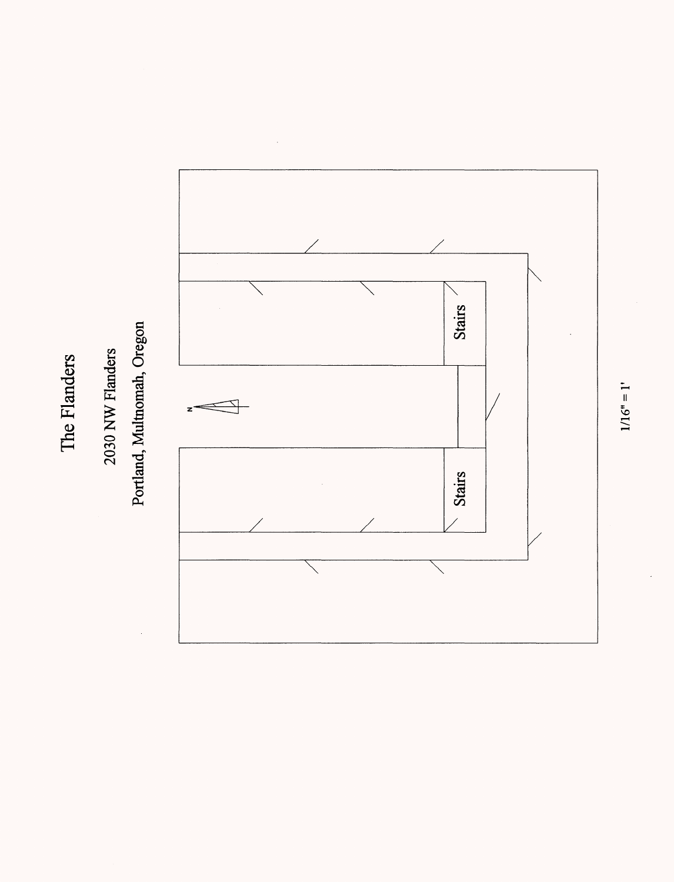# The Flanders

2030 NW Flanders

Portland, Multnomah, Oregon

Stairs

Stairs

N

1/16" = 1'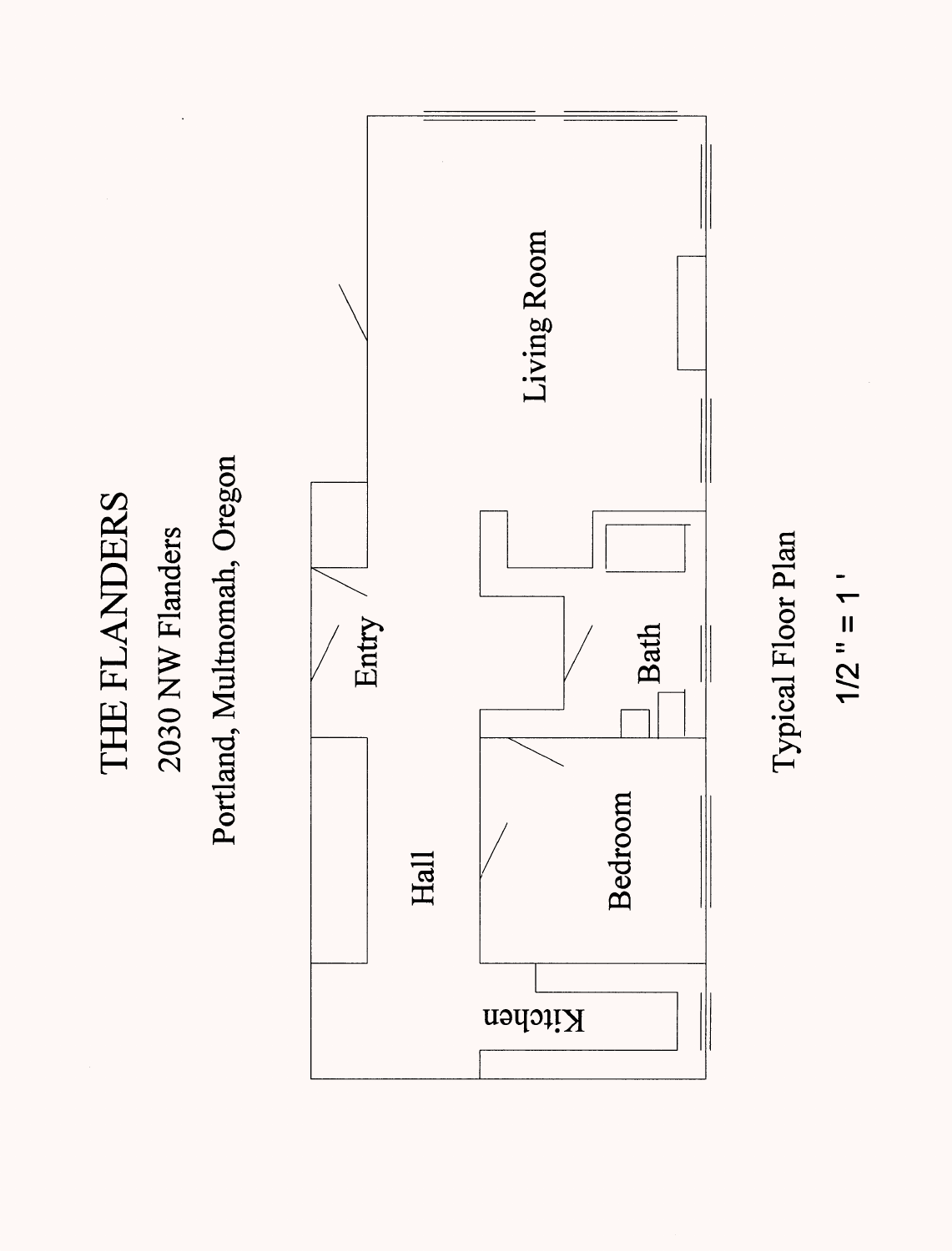# THE FLANDERS

2030 NW Flanders

Portland, Multnomah, Oregon

Living Room

Entry

Bath

Hall

Bedroom

Kitchen

Typical Floor Plan

1/2 " = 1 '